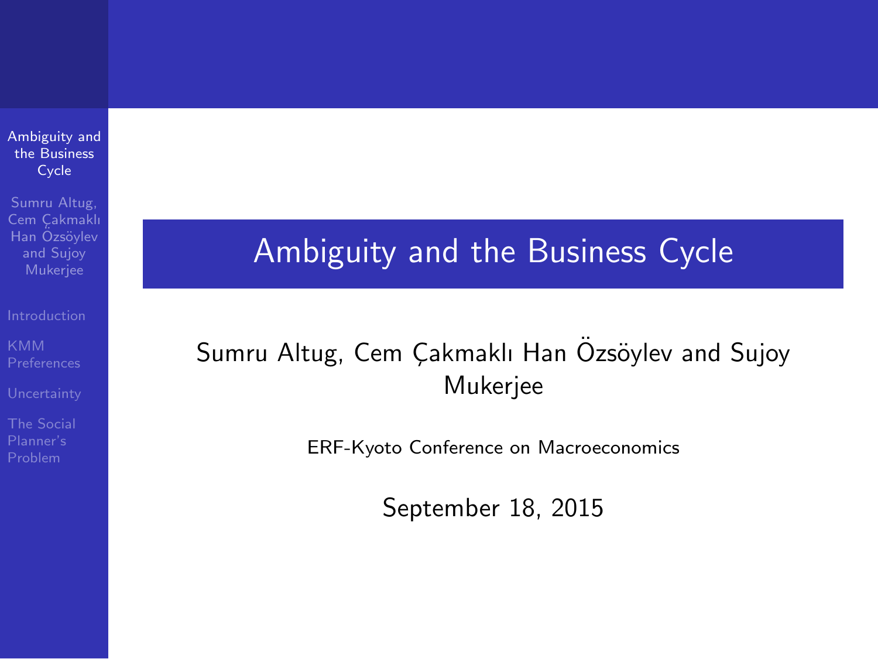# Ambiguity and the Business Cycle

Sumru Altug, Cem Çakmaklı Han Özsöylev and Sujoy Mukerjee

ERF-Kyoto Conference on Macroeconomics

September 18, 2015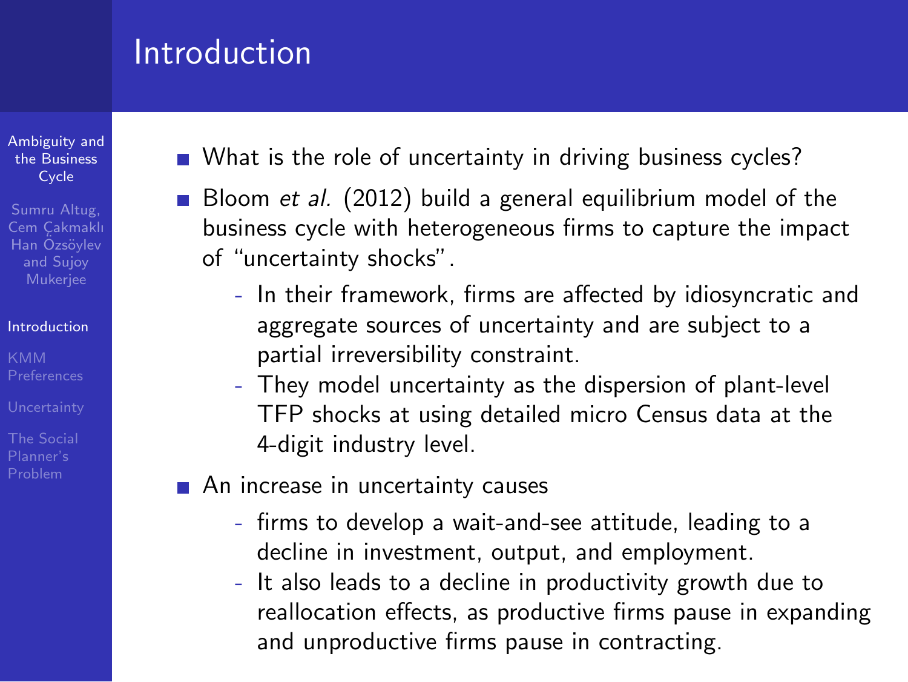# Introduction

- What is the role of uncertainty in driving business cycles?
- Bloom *et al.* (2012) build a general equilibrium model of the business cycle with heterogeneous firms to capture the impact of "uncertainty shocks".
  - In their framework, firms are affected by idiosyncratic and aggregate sources of uncertainty and are subject to a partial irreversibility constraint.
  - They model uncertainty as the dispersion of plant-level TFP shocks at using detailed micro Census data at the 4-digit industry level.
- An increase in uncertainty causes
  - firms to develop a wait-and-see attitude, leading to a decline in investment, output, and employment.
  - It also leads to a decline in productivity growth due to reallocation effects, as productive firms pause in expanding and unproductive firms pause in contracting.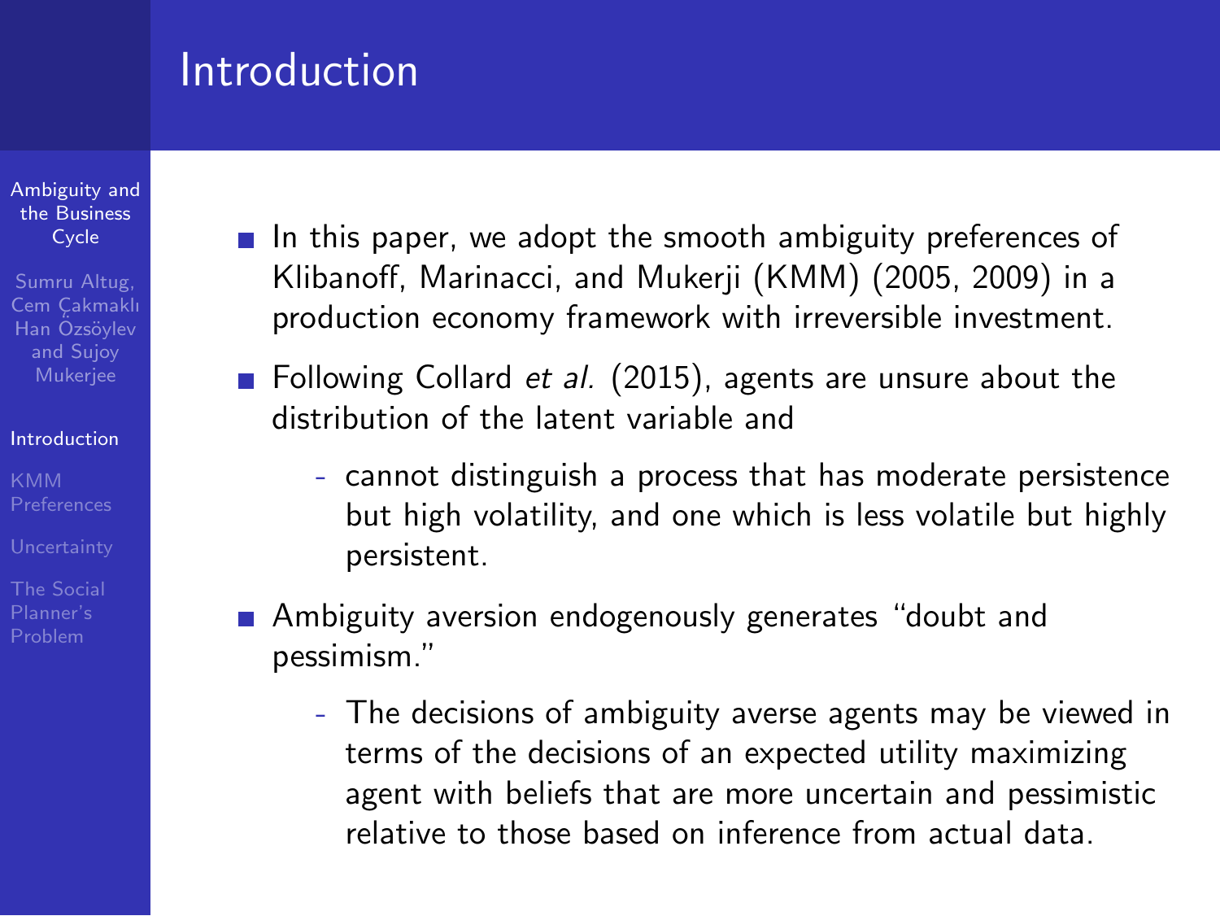# Introduction

- In this paper, we adopt the smooth ambiguity preferences of Klibanoff, Marinacci, and Mukerji (KMM) (2005, 2009) in a production economy framework with irreversible investment.
- Following Collard *et al.* (2015), agents are unsure about the distribution of the latent variable and
  - cannot distinguish a process that has moderate persistence but high volatility, and one which is less volatile but highly persistent.
- Ambiguity aversion endogenously generates "doubt and pessimism."
  - The decisions of ambiguity averse agents may be viewed in terms of the decisions of an expected utility maximizing agent with beliefs that are more uncertain and pessimistic relative to those based on inference from actual data.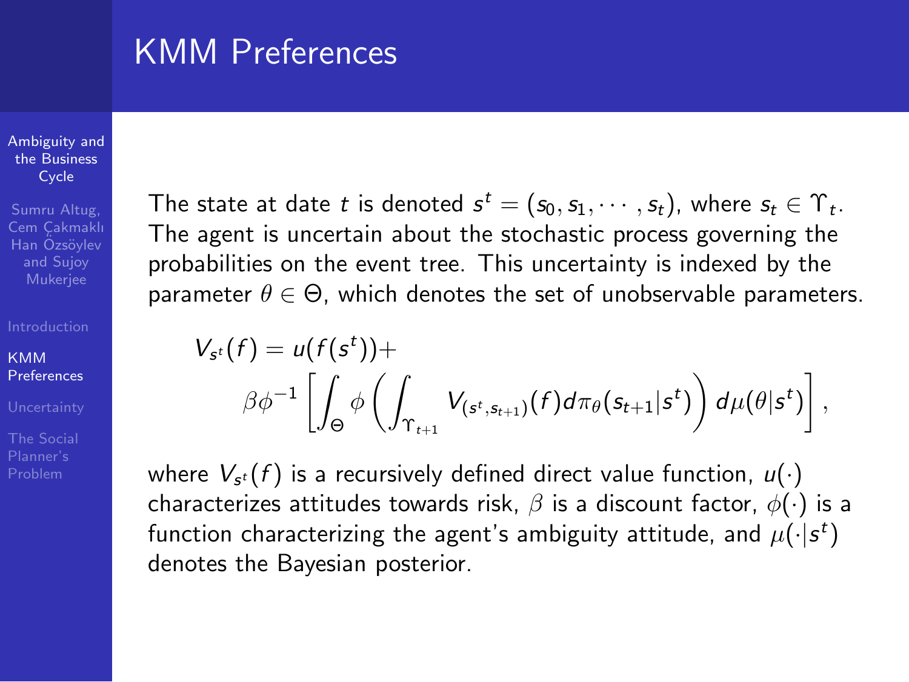# KMM Preferences

The state at date $t$ is denoted $s^t = (s_0, s_1, \cdots, s_t)$, where $s_t \in \Upsilon_t$. The agent is uncertain about the stochastic process governing the probabilities on the event tree. This uncertainty is indexed by the parameter $\theta \in \Theta$, which denotes the set of unobservable parameters.

$$V_{s^t}(f) = u(f(s^t)) + \beta \phi^{-1} \left[ \int_{\Theta} \phi \left( \int_{\Upsilon_{t+1}} V_{(s^t, s_{t+1})}(f) d\pi_\theta(s_{t+1}|s^t) \right) d\mu(\theta|s^t) \right],$$

where $V_{s^t}(f)$ is a recursively defined direct value function, $u(\cdot)$ characterizes attitudes towards risk, $\beta$ is a discount factor, $\phi(\cdot)$ is a function characterizing the agent's ambiguity attitude, and $\mu(\cdot|s^t)$ denotes the Bayesian posterior.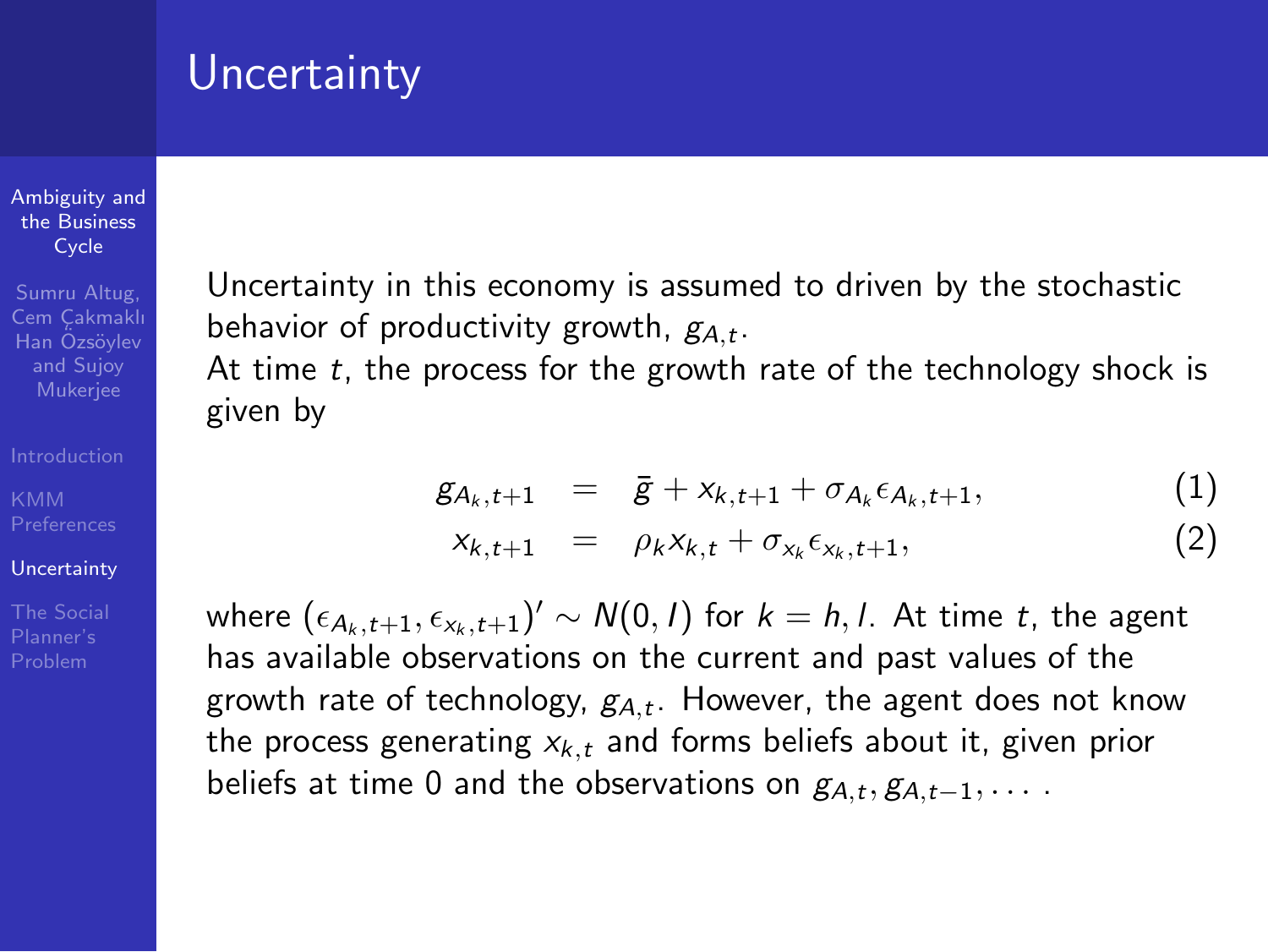# Uncertainty

Uncertainty in this economy is assumed to driven by the stochastic behavior of productivity growth, $g_{A,t}$.

At time $t$, the process for the growth rate of the technology shock is given by

$$
\begin{aligned}
g_{A_k,t+1} &= \bar{g} + x_{k,t+1} + \sigma_{A_k}\epsilon_{A_k,t+1}, \qquad (1)\\
x_{k,t+1} &= \rho_k x_{k,t} + \sigma_{x_k}\epsilon_{x_k,t+1}, \qquad (2)
\end{aligned}
$$

where $(\epsilon_{A_k,t+1}, \epsilon_{x_k,t+1})' \sim N(0, I)$ for $k = h, l$. At time $t$, the agent has available observations on the current and past values of the growth rate of technology, $g_{A,t}$. However, the agent does not know the process generating $x_{k,t}$ and forms beliefs about it, given prior beliefs at time 0 and the observations on $g_{A,t}, g_{A,t-1}, \ldots$ .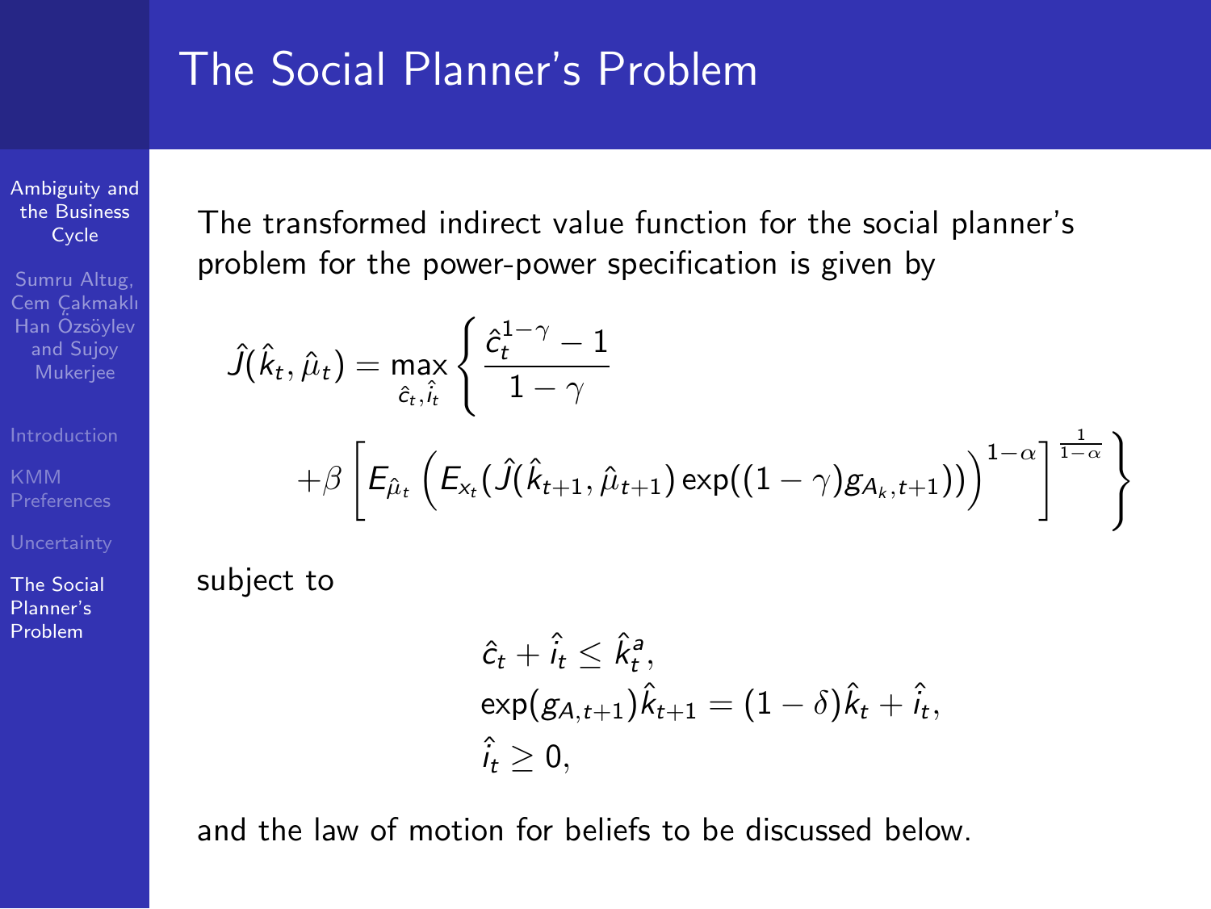# The Social Planner's Problem

The transformed indirect value function for the social planner's problem for the power-power specification is given by

$$
\hat{J}(\hat{k}_t, \hat{\mu}_t) = \max_{\hat{c}_t, \hat{i}_t} \left\{ \frac{\hat{c}_t^{1-\gamma} - 1}{1-\gamma} + \beta \left[ E_{\hat{\mu}_t} \left( E_{x_t}(\hat{J}(\hat{k}_{t+1}, \hat{\mu}_{t+1}) \exp((1-\gamma) g_{A_k, t+1})) \right)^{1-\alpha} \right]^{\frac{1}{1-\alpha}} \right\}
$$

subject to

$$
\begin{aligned}
&\hat{c}_t + \hat{i}_t \leq \hat{k}_t^a, \\
&\exp(g_{A,t+1}) \hat{k}_{t+1} = (1-\delta)\hat{k}_t + \hat{i}_t, \\
&\hat{i}_t \geq 0,
\end{aligned}
$$

and the law of motion for beliefs to be discussed below.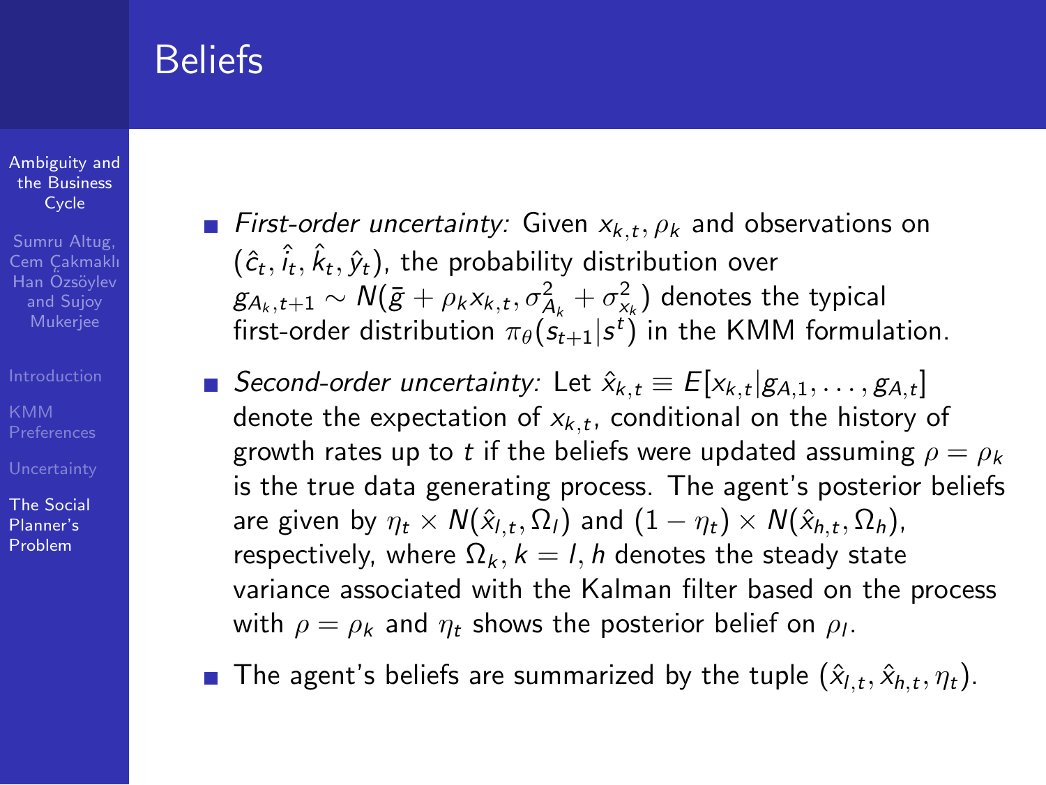## Beliefs

- *First-order uncertainty:* Given $x_{k,t}, \rho_k$ and observations on $(\hat{c}_t, \hat{i}_t, \hat{k}_t, \hat{y}_t)$, the probability distribution over $g_{A_k,t+1} \sim N(\bar{g} + \rho_k x_{k,t}, \sigma^2_{A_k} + \sigma^2_{x_k})$ denotes the typical first-order distribution $\pi_\theta(s_{t+1}|s^t)$ in the KMM formulation.
- *Second-order uncertainty:* Let $\hat{x}_{k,t} \equiv E[x_{k,t}|g_{A,1}, \ldots, g_{A,t}]$ denote the expectation of $x_{k,t}$, conditional on the history of growth rates up to $t$ if the beliefs were updated assuming $\rho = \rho_k$ is the true data generating process. The agent's posterior beliefs are given by $\eta_t \times N(\hat{x}_{l,t}, \Omega_l)$ and $(1 - \eta_t) \times N(\hat{x}_{h,t}, \Omega_h)$, respectively, where $\Omega_k, k = l, h$ denotes the steady state variance associated with the Kalman filter based on the process with $\rho = \rho_k$ and $\eta_t$ shows the posterior belief on $\rho_l$.
- The agent's beliefs are summarized by the tuple $(\hat{x}_{l,t}, \hat{x}_{h,t}, \eta_t)$.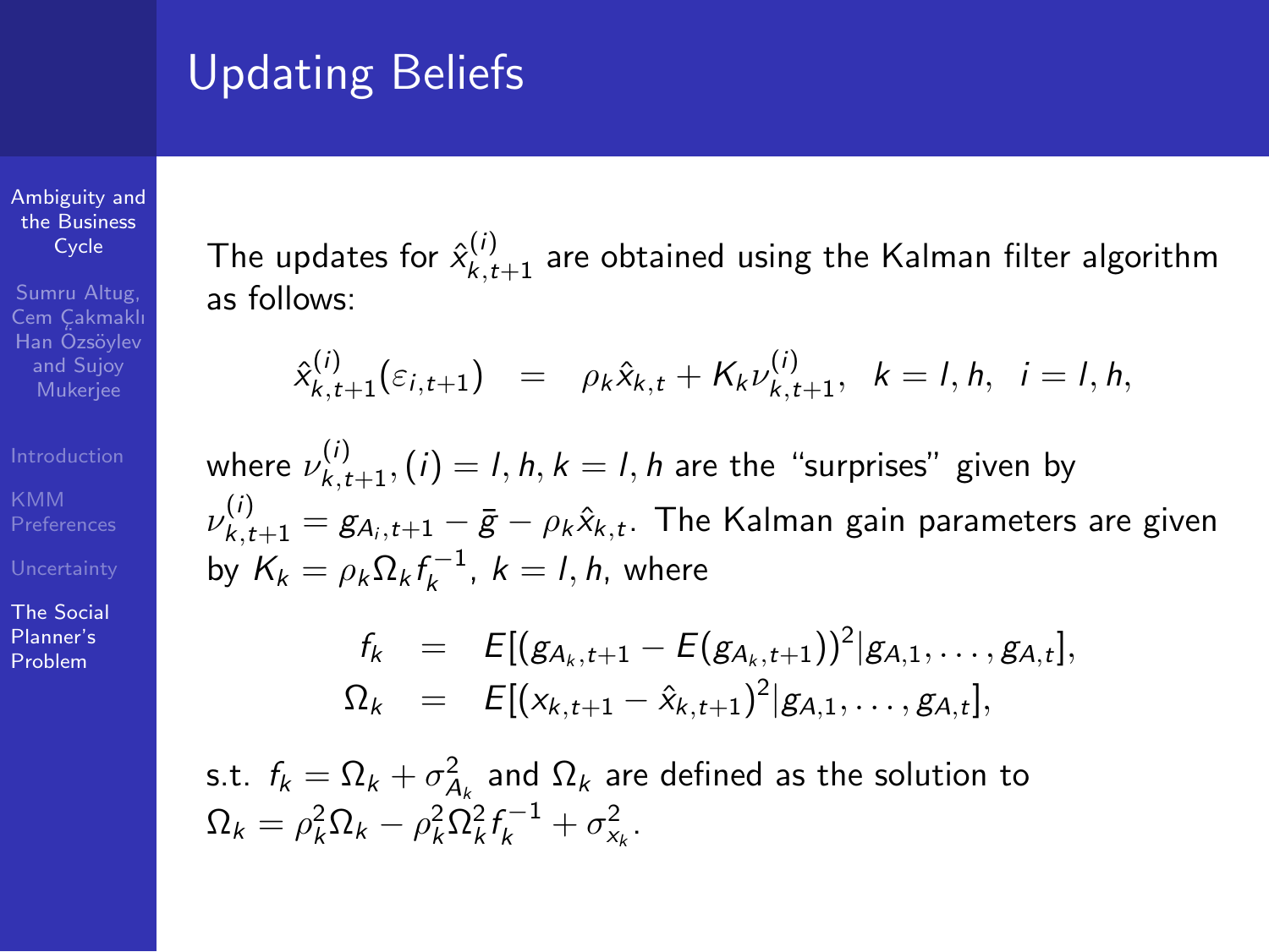# Updating Beliefs

The updates for $\hat{x}^{(i)}_{k,t+1}$ are obtained using the Kalman filter algorithm as follows:

$$\hat{x}^{(i)}_{k,t+1}(\varepsilon_{i,t+1}) \quad = \quad \rho_k \hat{x}_{k,t} + K_k \nu^{(i)}_{k,t+1}, \;\; k = l,h, \;\; i = l,h,$$

where $\nu^{(i)}_{k,t+1}, (i) = l,h, k = l,h$ are the "surprises" given by $\nu^{(i)}_{k,t+1} = g_{A_i,t+1} - \bar{g} - \rho_k \hat{x}_{k,t}$. The Kalman gain parameters are given by $K_k = \rho_k \Omega_k f_k^{-1}$, $k = l,h$, where

$$\begin{aligned} f_k &= E[(g_{A_k,t+1} - E(g_{A_k,t+1}))^2 | g_{A,1}, \ldots, g_{A,t}], \\ \Omega_k &= E[(x_{k,t+1} - \hat{x}_{k,t+1})^2 | g_{A,1}, \ldots, g_{A,t}], \end{aligned}$$

s.t. $f_k = \Omega_k + \sigma^2_{A_k}$ and $\Omega_k$ are defined as the solution to $\Omega_k = \rho_k^2 \Omega_k - \rho_k^2 \Omega_k^2 f_k^{-1} + \sigma^2_{x_k}$.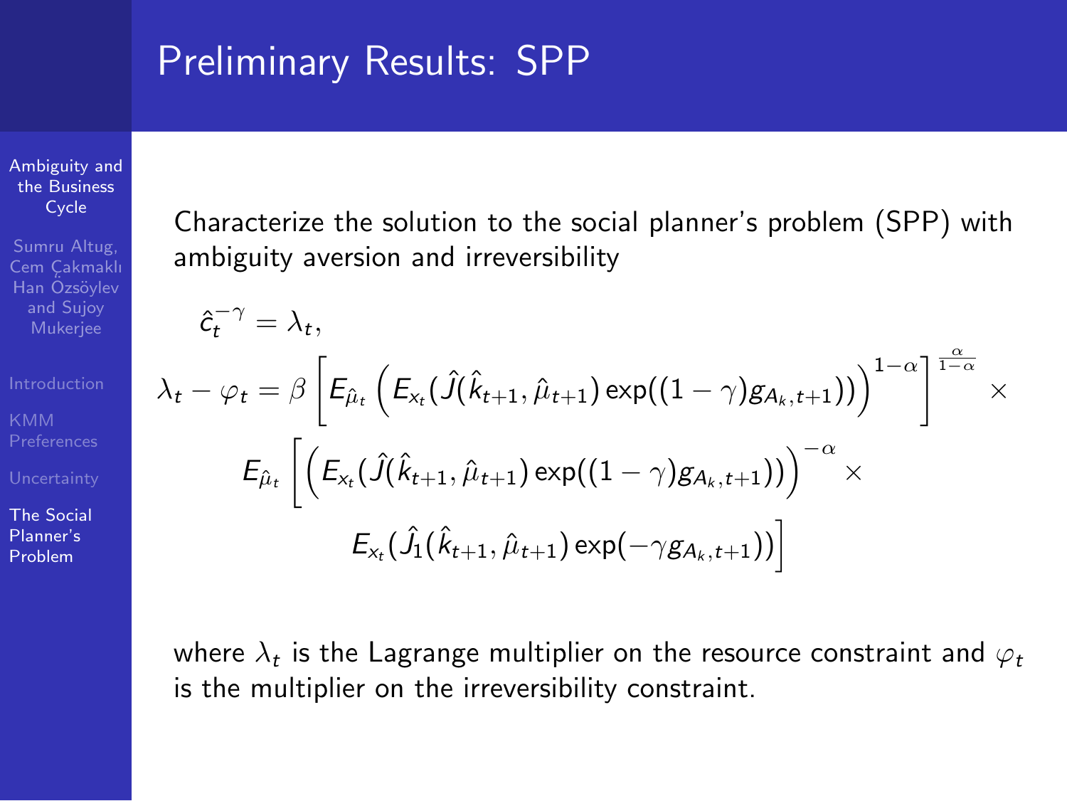# Preliminary Results: SPP

Characterize the solution to the social planner's problem (SPP) with ambiguity aversion and irreversibility

$$
\hat{c}_t^{-\gamma} = \lambda_t,
$$

$$
\lambda_t - \varphi_t = \beta \left[ E_{\hat{\mu}_t} \left( E_{x_t} ( \hat{J}(\hat{k}_{t+1}, \hat{\mu}_{t+1}) \exp((1-\gamma) g_{A_k,t+1})) \right)^{1-\alpha} \right]^{\frac{\alpha}{1-\alpha}} \times
$$

$$
E_{\hat{\mu}_t} \left[ \left( E_{x_t} ( \hat{J}(\hat{k}_{t+1}, \hat{\mu}_{t+1}) \exp((1-\gamma) g_{A_k,t+1})) \right)^{-\alpha} \times \right.
$$

$$
\left. E_{x_t} ( \hat{J}_1(\hat{k}_{t+1}, \hat{\mu}_{t+1}) \exp(-\gamma g_{A_k,t+1})) \right]
$$

where $\lambda_t$ is the Lagrange multiplier on the resource constraint and $\varphi_t$ is the multiplier on the irreversibility constraint.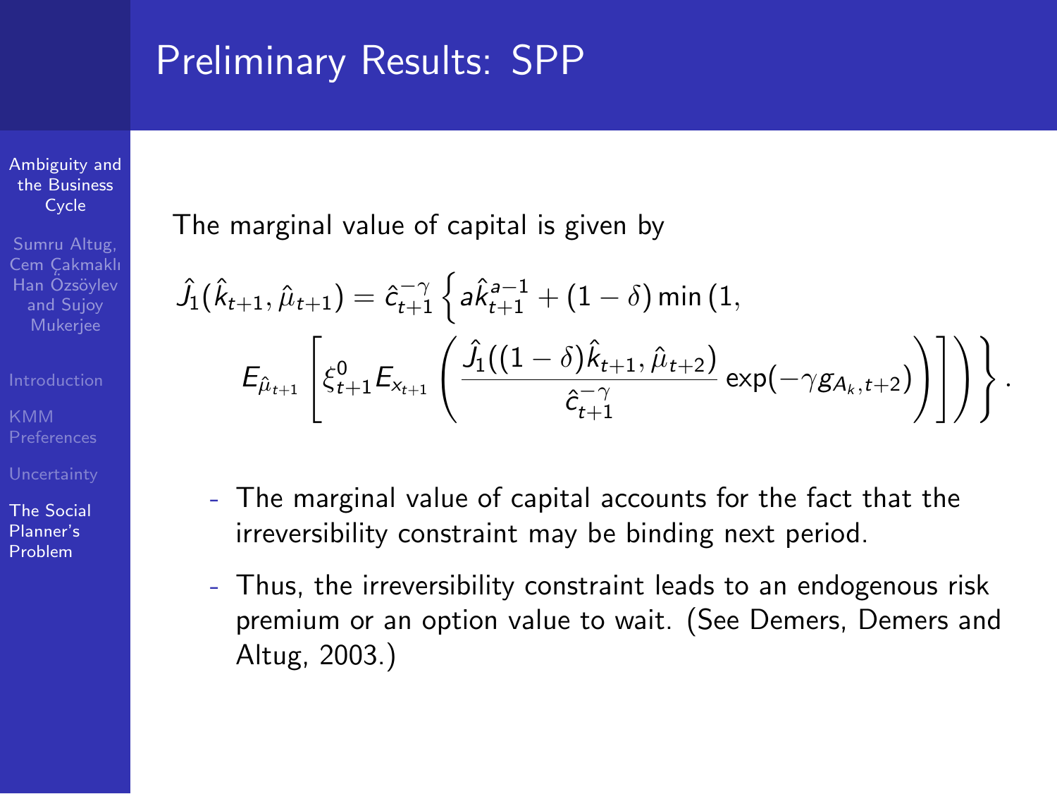# Preliminary Results: SPP

The marginal value of capital is given by

$$\hat{J}_1(\hat{k}_{t+1}, \hat{\mu}_{t+1}) = \hat{c}_{t+1}^{-\gamma} \left\{ a\hat{k}_{t+1}^{a-1} + (1-\delta) \min \left(1, E_{\hat{\mu}_{t+1}} \left[ \xi_{t+1}^{0} E_{x_{t+1}} \left( \frac{\hat{J}_1((1-\delta)\hat{k}_{t+1}, \hat{\mu}_{t+2})}{\hat{c}_{t+1}^{-\gamma}} \exp(-\gamma g_{A_k, t+2}) \right) \right] \right) \right\}.$$

- The marginal value of capital accounts for the fact that the irreversibility constraint may be binding next period.
- Thus, the irreversibility constraint leads to an endogenous risk premium or an option value to wait. (See Demers, Demers and Altug, 2003.)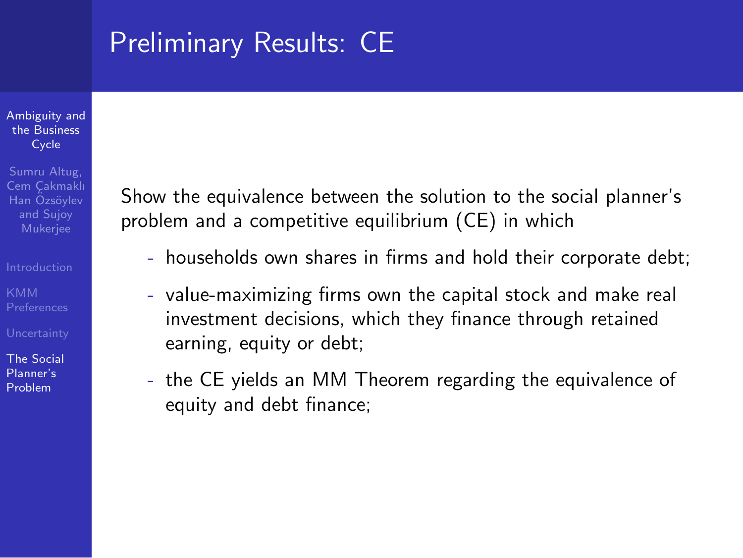# Preliminary Results: CE

Show the equivalence between the solution to the social planner's problem and a competitive equilibrium (CE) in which

- households own shares in firms and hold their corporate debt;
- value-maximizing firms own the capital stock and make real investment decisions, which they finance through retained earning, equity or debt;
- the CE yields an MM Theorem regarding the equivalence of equity and debt finance;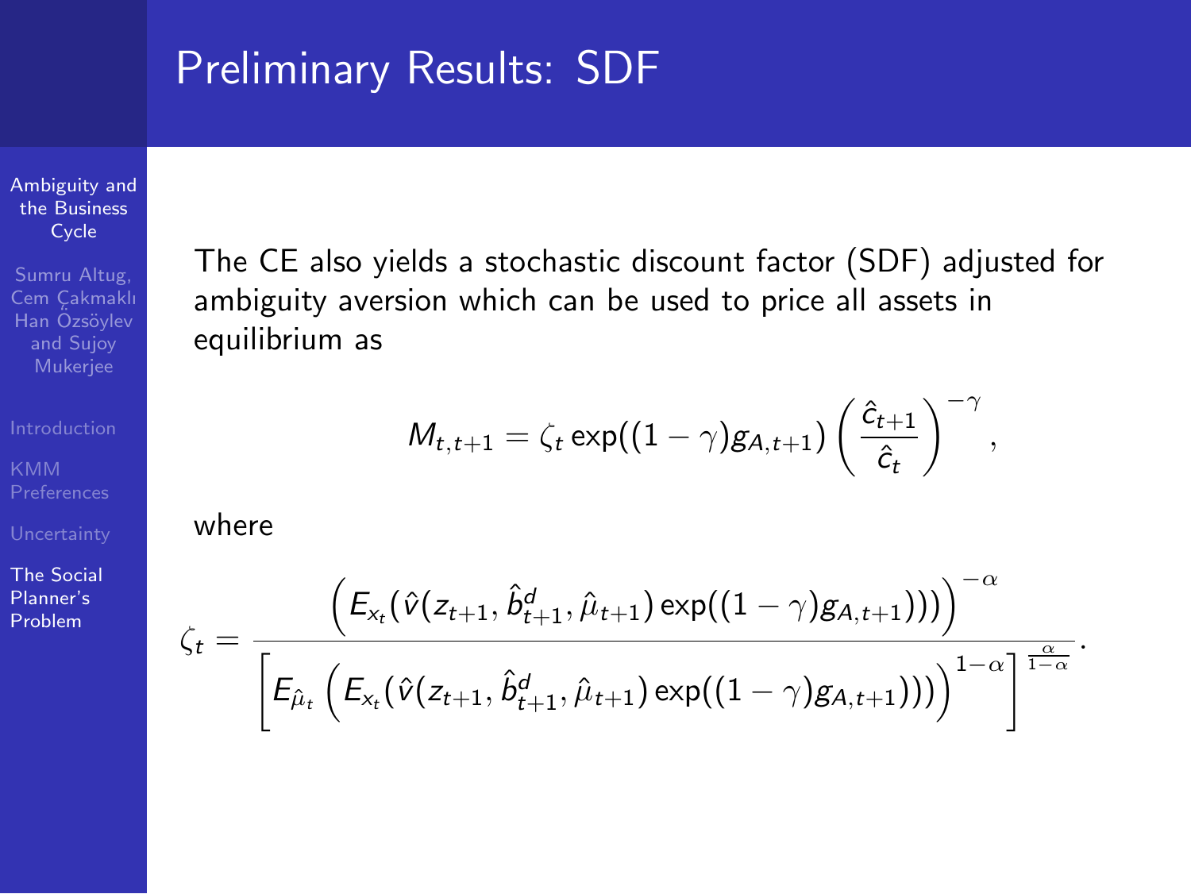# Preliminary Results: SDF

The CE also yields a stochastic discount factor (SDF) adjusted for ambiguity aversion which can be used to price all assets in equilibrium as

$$M_{t,t+1} = \zeta_t \exp((1-\gamma) g_{A,t+1}) \left( \frac{\hat{c}_{t+1}}{\hat{c}_t} \right)^{-\gamma},$$

where

$$\zeta_t = \frac{\left( E_{x_t}(\hat{v}(z_{t+1}, \hat{b}^d_{t+1}, \hat{\mu}_{t+1}) \exp((1-\gamma) g_{A,t+1})) \right)^{-\alpha}}{\left[ E_{\hat{\mu}_t} \left( E_{x_t}(\hat{v}(z_{t+1}, \hat{b}^d_{t+1}, \hat{\mu}_{t+1}) \exp((1-\gamma) g_{A,t+1})) \right)^{1-\alpha} \right]^{\frac{\alpha}{1-\alpha}}}.$$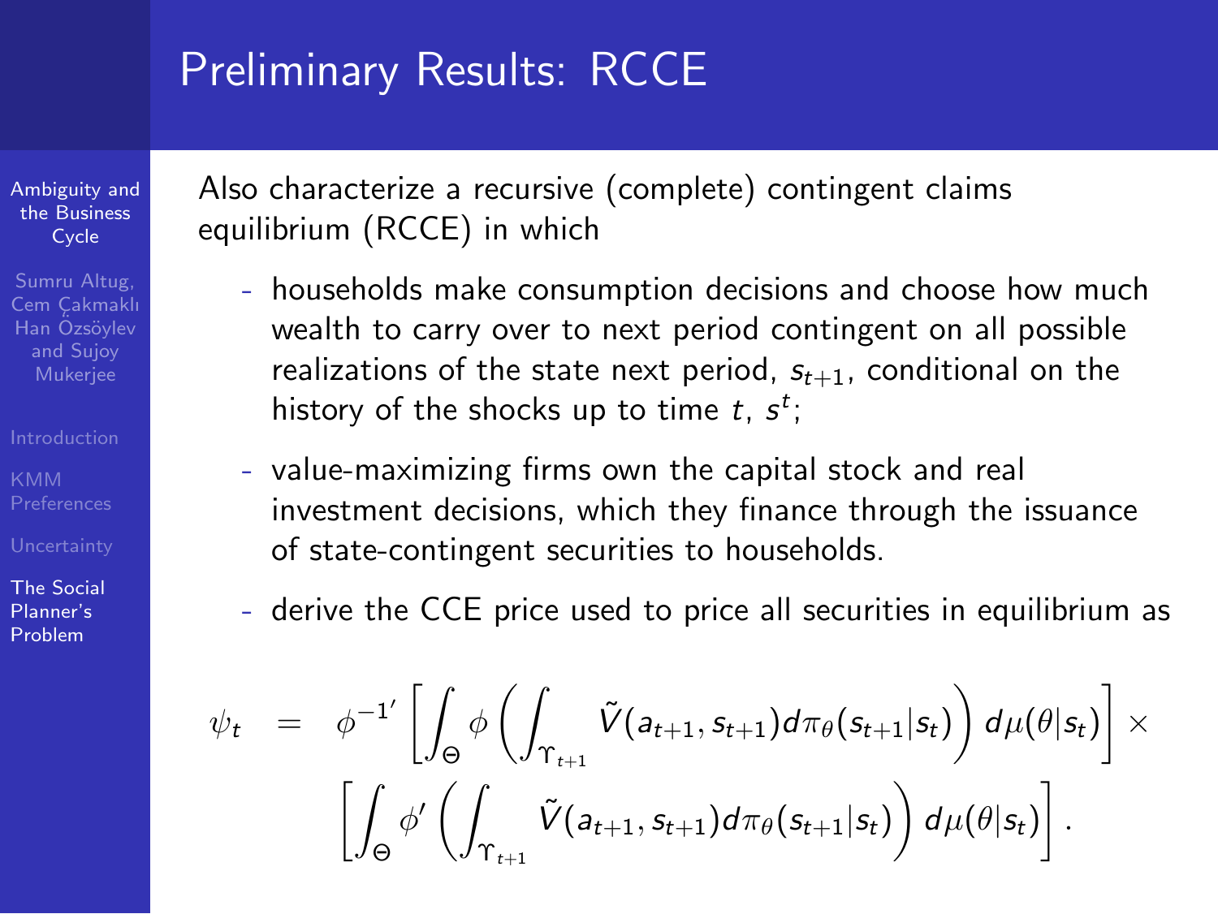# Preliminary Results: RCCE

Also characterize a recursive (complete) contingent claims equilibrium (RCCE) in which

- households make consumption decisions and choose how much wealth to carry over to next period contingent on all possible realizations of the state next period, $s_{t+1}$, conditional on the history of the shocks up to time $t$, $s^t$;
- value-maximizing firms own the capital stock and real investment decisions, which they finance through the issuance of state-contingent securities to households.
- derive the CCE price used to price all securities in equilibrium as

$$
\begin{aligned}
\psi_t \;=\; & \phi^{-1'}\left[\int_{\Theta} \phi\left(\int_{\Upsilon_{t+1}} \tilde{V}(a_{t+1}, s_{t+1}) d\pi_{\theta}(s_{t+1}|s_t)\right) d\mu(\theta|s_t)\right] \times \\
& \left[\int_{\Theta} \phi'\left(\int_{\Upsilon_{t+1}} \tilde{V}(a_{t+1}, s_{t+1}) d\pi_{\theta}(s_{t+1}|s_t)\right) d\mu(\theta|s_t)\right].
\end{aligned}
$$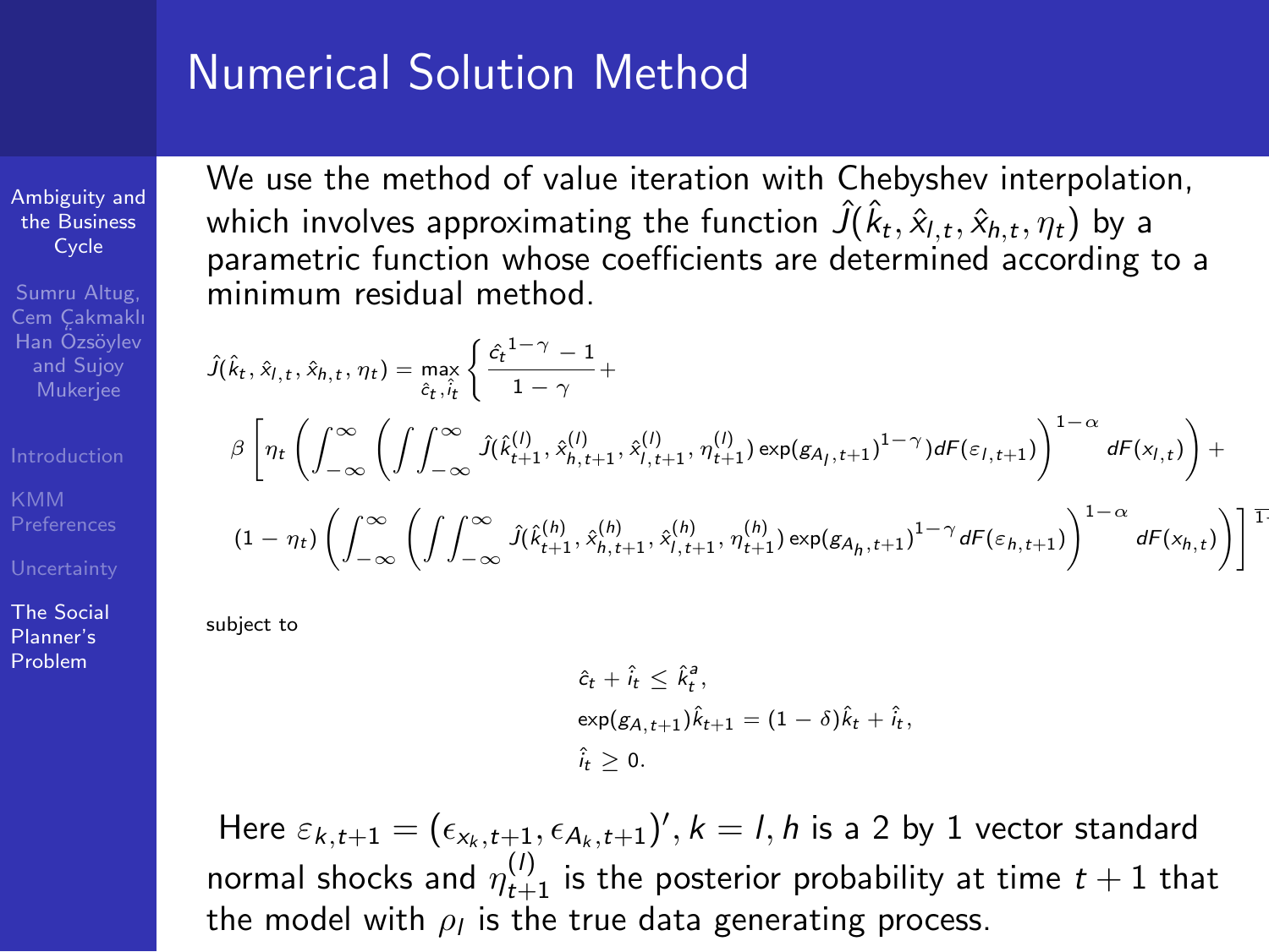# Numerical Solution Method

We use the method of value iteration with Chebyshev interpolation, which involves approximating the function $\hat{J}(\hat{k}_t, \hat{x}_{l,t}, \hat{x}_{h,t}, \eta_t)$ by a parametric function whose coefficients are determined according to a minimum residual method.

$$
\hat{J}(\hat{k}_t, \hat{x}_{l,t}, \hat{x}_{h,t}, \eta_t) = \max_{\hat{c}_t, \hat{i}_t} \left\{ \frac{\hat{c}_t^{\,1-\gamma} - 1}{1-\gamma} + \right.
$$

$$
\beta \left[ \eta_t \left( \int_{-\infty}^{\infty} \left( \int\int_{-\infty}^{\infty} \hat{J}(\hat{k}^{(l)}_{t+1}, \hat{x}^{(l)}_{h,t+1}, \hat{x}^{(l)}_{l,t+1}, \eta^{(l)}_{t+1}) \exp(g_{A_l,t+1})^{1-\gamma}) dF(\varepsilon_{l,t+1}) \right)^{1-\alpha} dF(x_{l,t}) \right) + \right.
$$

$$
\left. (1-\eta_t) \left( \int_{-\infty}^{\infty} \left( \int\int_{-\infty}^{\infty} \hat{J}(\hat{k}^{(h)}_{t+1}, \hat{x}^{(h)}_{h,t+1}, \hat{x}^{(h)}_{l,t+1}, \eta^{(h)}_{t+1}) \exp(g_{A_h,t+1})^{1-\gamma} dF(\varepsilon_{h,t+1}) \right)^{1-\alpha} dF(x_{h,t}) \right) \right]^{\frac{1}{1-\alpha}}
$$

subject to

$$
\hat{c}_t + \hat{i}_t \leq \hat{k}_t^{a},
$$

$$
\exp(g_{A,t+1})\hat{k}_{t+1} = (1-\delta)\hat{k}_t + \hat{i}_t,
$$

$$
\hat{i}_t \geq 0.
$$

Here $\varepsilon_{k,t+1} = (\epsilon_{x_k,t+1}, \epsilon_{A_k,t+1})'$, $k = l, h$ is a 2 by 1 vector standard normal shocks and $\eta^{(l)}_{t+1}$ is the posterior probability at time $t+1$ that the model with $\rho_l$ is the true data generating process.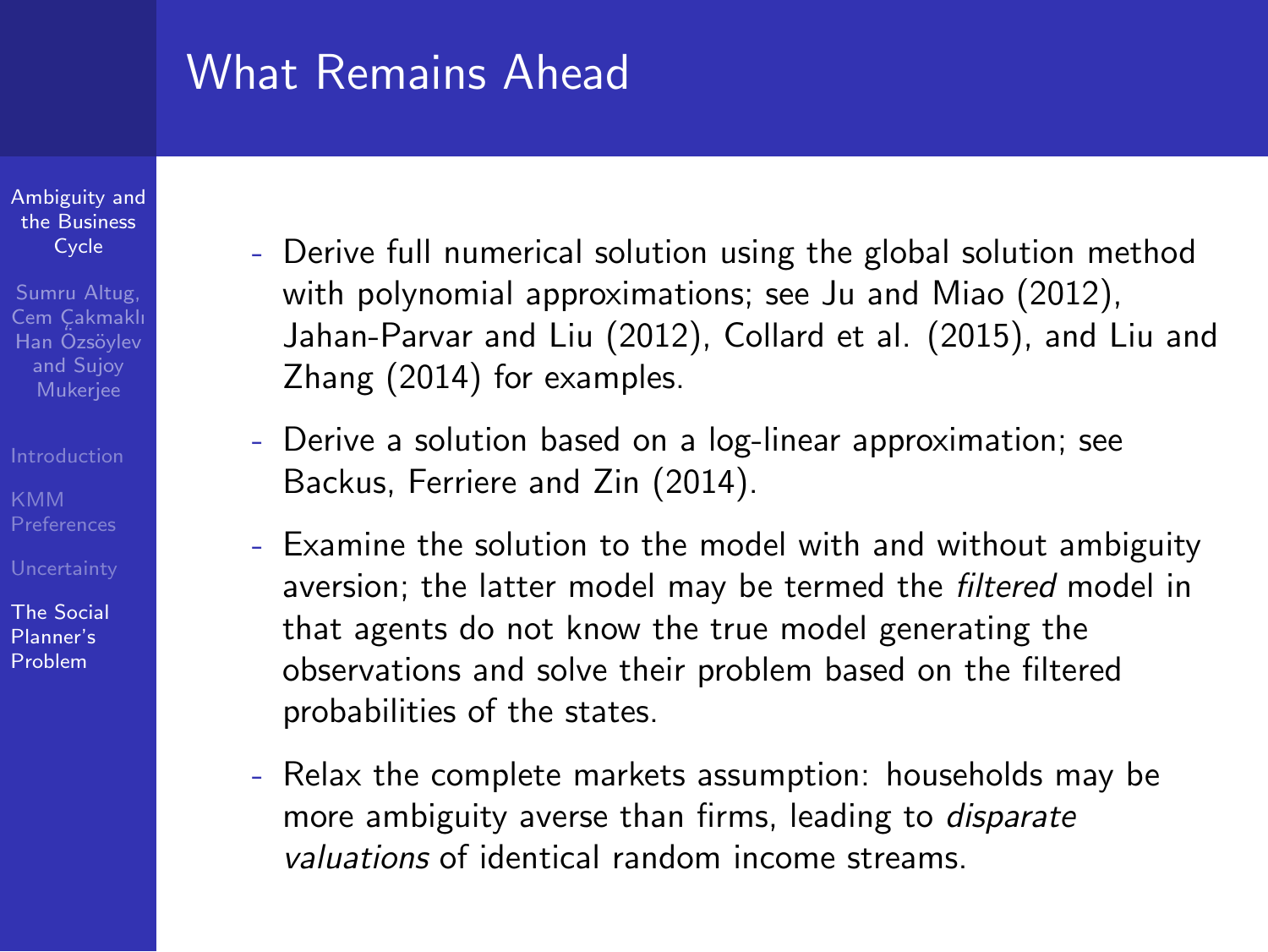# What Remains Ahead

- Derive full numerical solution using the global solution method with polynomial approximations; see Ju and Miao (2012), Jahan-Parvar and Liu (2012), Collard et al. (2015), and Liu and Zhang (2014) for examples.
- Derive a solution based on a log-linear approximation; see Backus, Ferriere and Zin (2014).
- Examine the solution to the model with and without ambiguity aversion; the latter model may be termed the *filtered* model in that agents do not know the true model generating the observations and solve their problem based on the filtered probabilities of the states.
- Relax the complete markets assumption: households may be more ambiguity averse than firms, leading to *disparate valuations* of identical random income streams.